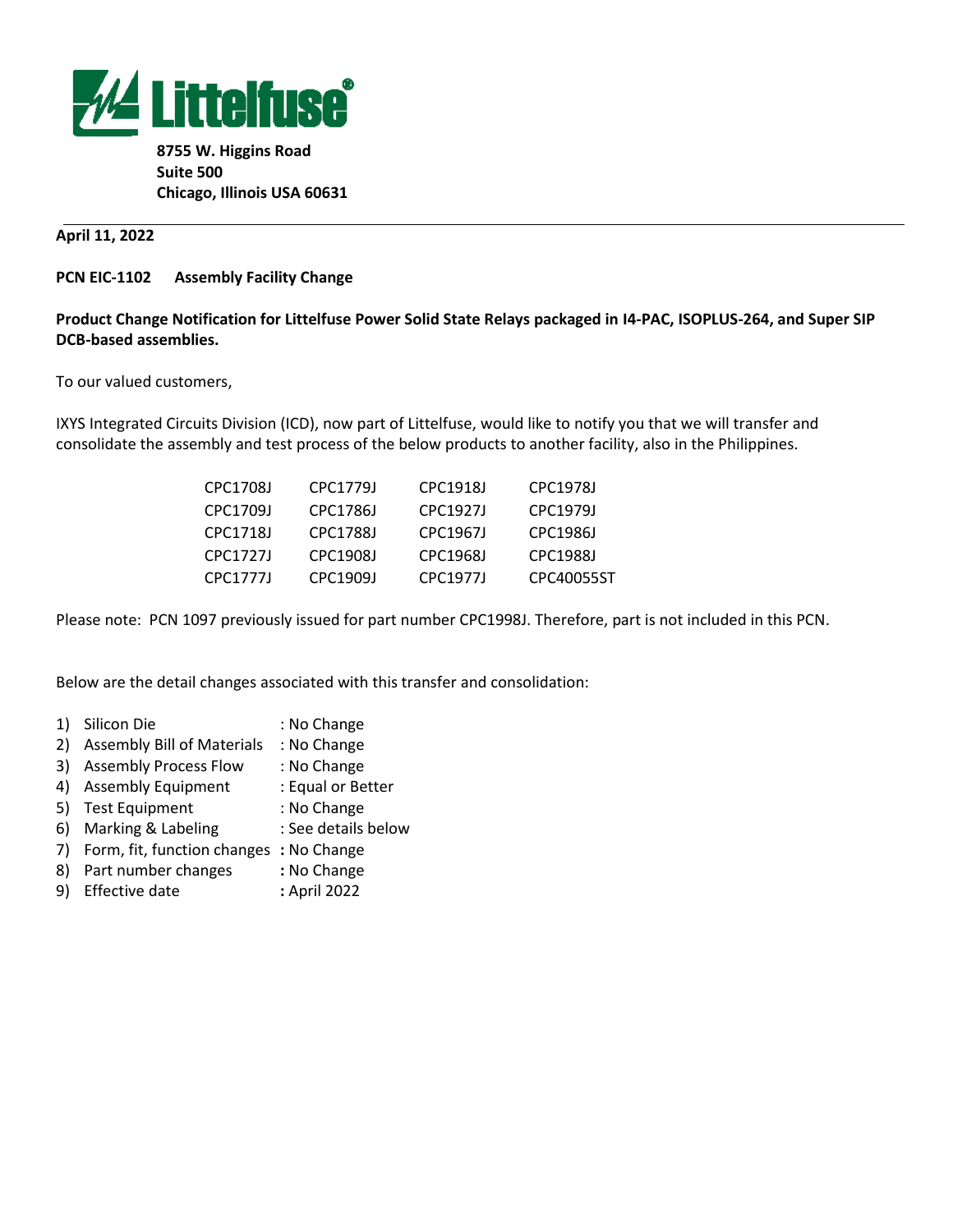**8755 W. Higgins Road**
**Suite 500**
**Chicago, Illinois USA 60631**

---

**April 11, 2022**

**PCN EIC-1102 Assembly Facility Change**

**Product Change Notification for Littelfuse Power Solid State Relays packaged in I4-PAC, ISOPLUS-264, and Super SIP DCB-based assemblies.**

To our valued customers,

IXYS Integrated Circuits Division (ICD), now part of Littelfuse, would like to notify you that we will transfer and consolidate the assembly and test process of the below products to another facility, also in the Philippines.

| | | | |
|---|---|---|---|
| CPC1708J | CPC1779J | CPC1918J | CPC1978J |
| CPC1709J | CPC1786J | CPC1927J | CPC1979J |
| CPC1718J | CPC1788J | CPC1967J | CPC1986J |
| CPC1727J | CPC1908J | CPC1968J | CPC1988J |
| CPC1777J | CPC1909J | CPC1977J | CPC40055ST |

Please note: PCN 1097 previously issued for part number CPC1998J. Therefore, part is not included in this PCN.

Below are the detail changes associated with this transfer and consolidation:

1) Silicon Die : No Change
2) Assembly Bill of Materials : No Change
3) Assembly Process Flow : No Change
4) Assembly Equipment : Equal or Better
5) Test Equipment : No Change
6) Marking & Labeling : See details below
7) Form, fit, function changes **:** No Change
8) Part number changes **:** No Change
9) Effective date **:** April 2022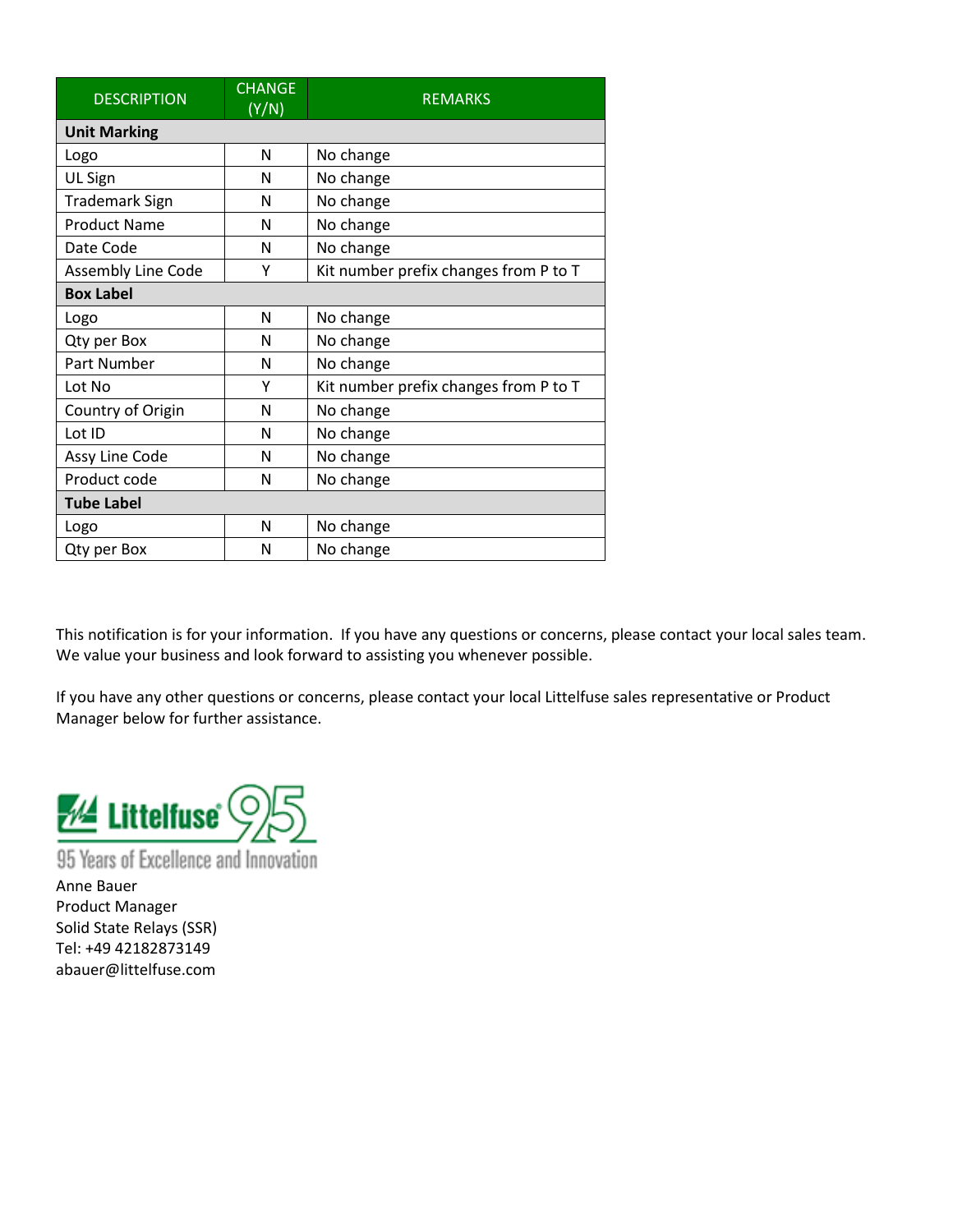| DESCRIPTION | CHANGE (Y/N) | REMARKS |
|---|---|---|
| **Unit Marking** | | |
| Logo | N | No change |
| UL Sign | N | No change |
| Trademark Sign | N | No change |
| Product Name | N | No change |
| Date Code | N | No change |
| Assembly Line Code | Y | Kit number prefix changes from P to T |
| **Box Label** | | |
| Logo | N | No change |
| Qty per Box | N | No change |
| Part Number | N | No change |
| Lot No | Y | Kit number prefix changes from P to T |
| Country of Origin | N | No change |
| Lot ID | N | No change |
| Assy Line Code | N | No change |
| Product code | N | No change |
| **Tube Label** | | |
| Logo | N | No change |
| Qty per Box | N | No change |

This notification is for your information. If you have any questions or concerns, please contact your local sales team. We value your business and look forward to assisting you whenever possible.

If you have any other questions or concerns, please contact your local Littelfuse sales representative or Product Manager below for further assistance.

Littelfuse 95

95 Years of Excellence and Innovation

Anne Bauer
Product Manager
Solid State Relays (SSR)
Tel: +49 42182873149
abauer@littelfuse.com